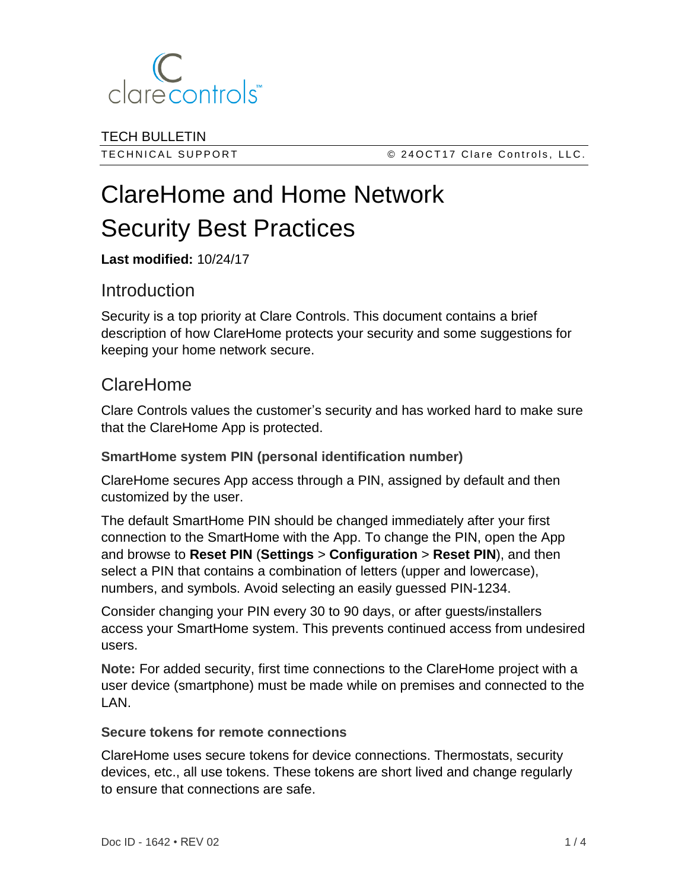TECH BULLETIN

TECHNICAL SUPPORT © 24OCT17 Clare Controls, LLC.

# ClareHome and Home Network Security Best Practices

**Last modified:** 10/24/17

## Introduction

Security is a top priority at Clare Controls. This document contains a brief description of how ClareHome protects your security and some suggestions for keeping your home network secure.

## ClareHome

Clare Controls values the customer's security and has worked hard to make sure that the ClareHome App is protected.

### SmartHome system PIN (personal identification number)

ClareHome secures App access through a PIN, assigned by default and then customized by the user.

The default SmartHome PIN should be changed immediately after your first connection to the SmartHome with the App. To change the PIN, open the App and browse to **Reset PIN** (**Settings** > **Configuration** > **Reset PIN**), and then select a PIN that contains a combination of letters (upper and lowercase), numbers, and symbols. Avoid selecting an easily guessed PIN-1234.

Consider changing your PIN every 30 to 90 days, or after guests/installers access your SmartHome system. This prevents continued access from undesired users.

**Note:** For added security, first time connections to the ClareHome project with a user device (smartphone) must be made while on premises and connected to the LAN.

### Secure tokens for remote connections

ClareHome uses secure tokens for device connections. Thermostats, security devices, etc., all use tokens. These tokens are short lived and change regularly to ensure that connections are safe.

Doc ID - 1642 • REV 02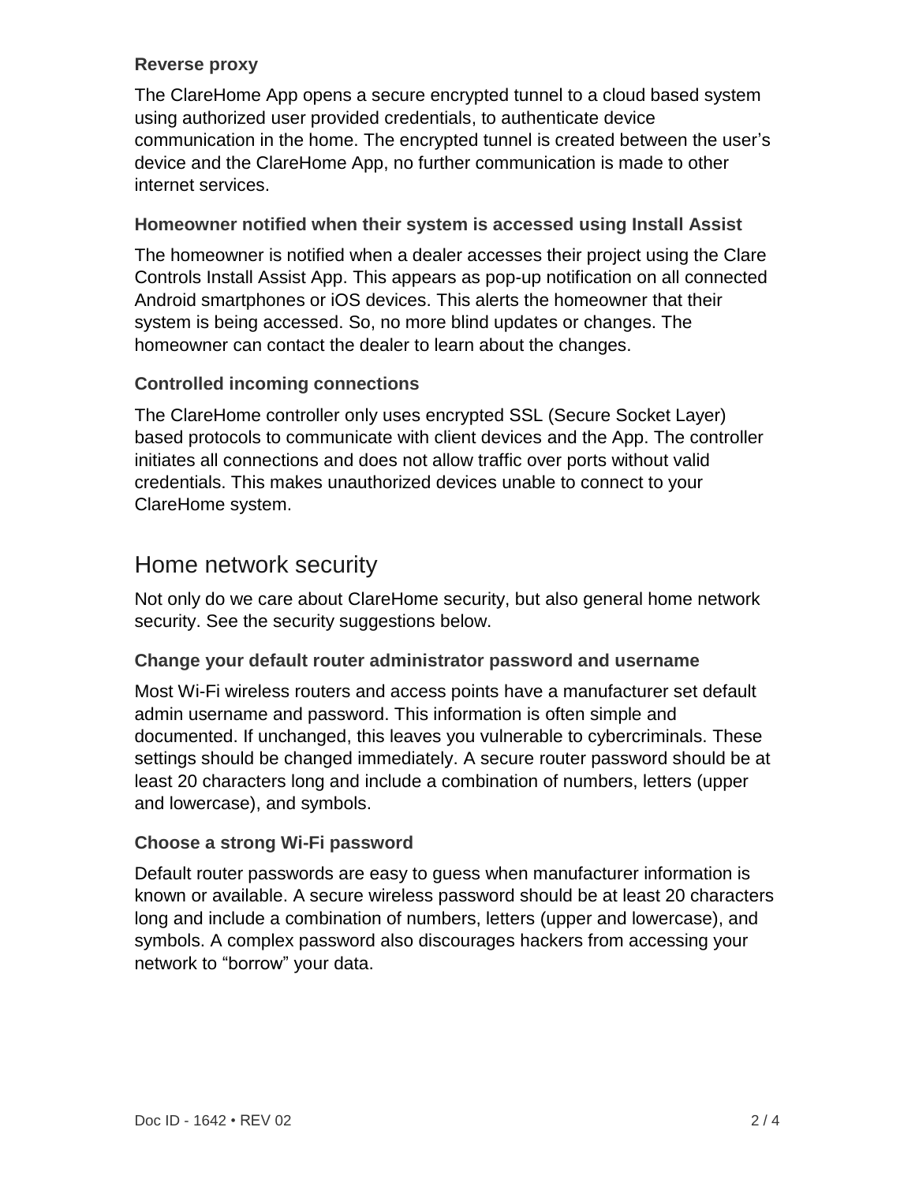### Reverse proxy

The ClareHome App opens a secure encrypted tunnel to a cloud based system using authorized user provided credentials, to authenticate device communication in the home. The encrypted tunnel is created between the user's device and the ClareHome App, no further communication is made to other internet services.

### Homeowner notified when their system is accessed using Install Assist

The homeowner is notified when a dealer accesses their project using the Clare Controls Install Assist App. This appears as pop-up notification on all connected Android smartphones or iOS devices. This alerts the homeowner that their system is being accessed. So, no more blind updates or changes. The homeowner can contact the dealer to learn about the changes.

### Controlled incoming connections

The ClareHome controller only uses encrypted SSL (Secure Socket Layer) based protocols to communicate with client devices and the App. The controller initiates all connections and does not allow traffic over ports without valid credentials. This makes unauthorized devices unable to connect to your ClareHome system.

## Home network security

Not only do we care about ClareHome security, but also general home network security. See the security suggestions below.

### Change your default router administrator password and username

Most Wi-Fi wireless routers and access points have a manufacturer set default admin username and password. This information is often simple and documented. If unchanged, this leaves you vulnerable to cybercriminals. These settings should be changed immediately. A secure router password should be at least 20 characters long and include a combination of numbers, letters (upper and lowercase), and symbols.

### Choose a strong Wi-Fi password

Default router passwords are easy to guess when manufacturer information is known or available. A secure wireless password should be at least 20 characters long and include a combination of numbers, letters (upper and lowercase), and symbols. A complex password also discourages hackers from accessing your network to "borrow" your data.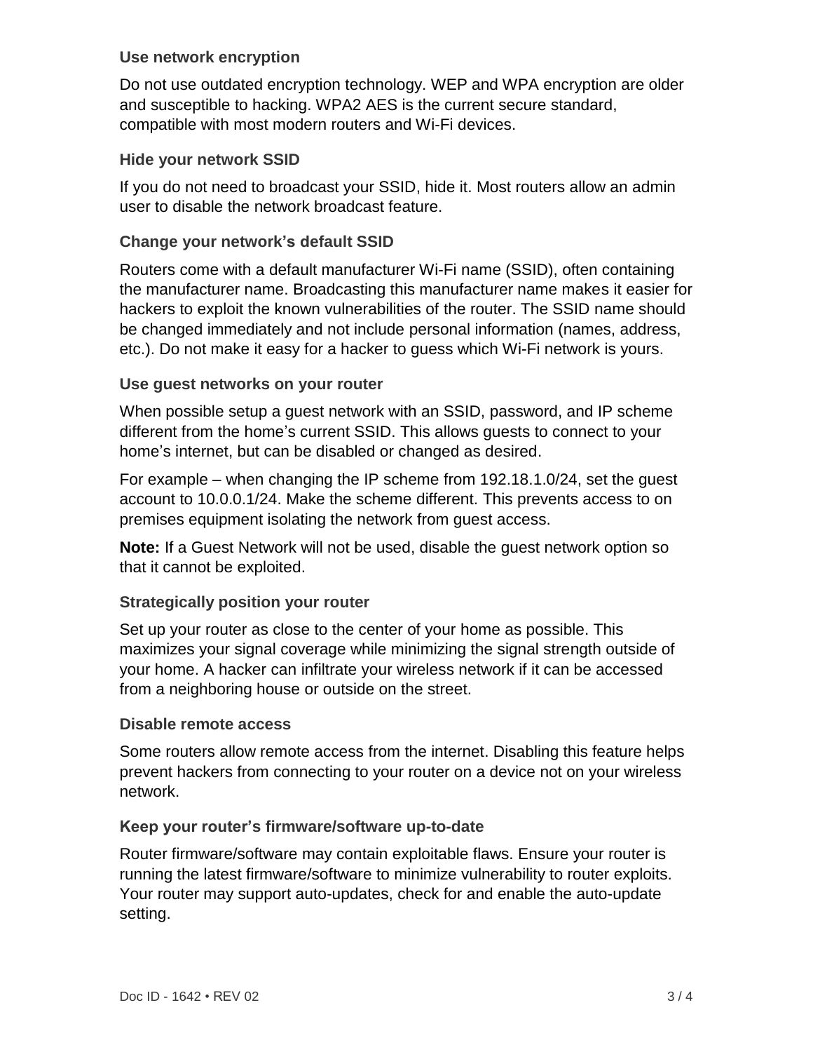### Use network encryption

Do not use outdated encryption technology. WEP and WPA encryption are older and susceptible to hacking. WPA2 AES is the current secure standard, compatible with most modern routers and Wi-Fi devices.

### Hide your network SSID

If you do not need to broadcast your SSID, hide it. Most routers allow an admin user to disable the network broadcast feature.

### Change your network's default SSID

Routers come with a default manufacturer Wi-Fi name (SSID), often containing the manufacturer name. Broadcasting this manufacturer name makes it easier for hackers to exploit the known vulnerabilities of the router. The SSID name should be changed immediately and not include personal information (names, address, etc.). Do not make it easy for a hacker to guess which Wi-Fi network is yours.

### Use guest networks on your router

When possible setup a guest network with an SSID, password, and IP scheme different from the home's current SSID. This allows guests to connect to your home's internet, but can be disabled or changed as desired.

For example – when changing the IP scheme from 192.18.1.0/24, set the guest account to 10.0.0.1/24. Make the scheme different. This prevents access to on premises equipment isolating the network from guest access.

**Note:** If a Guest Network will not be used, disable the guest network option so that it cannot be exploited.

### Strategically position your router

Set up your router as close to the center of your home as possible. This maximizes your signal coverage while minimizing the signal strength outside of your home. A hacker can infiltrate your wireless network if it can be accessed from a neighboring house or outside on the street.

### Disable remote access

Some routers allow remote access from the internet. Disabling this feature helps prevent hackers from connecting to your router on a device not on your wireless network.

### Keep your router's firmware/software up-to-date

Router firmware/software may contain exploitable flaws. Ensure your router is running the latest firmware/software to minimize vulnerability to router exploits. Your router may support auto-updates, check for and enable the auto-update setting.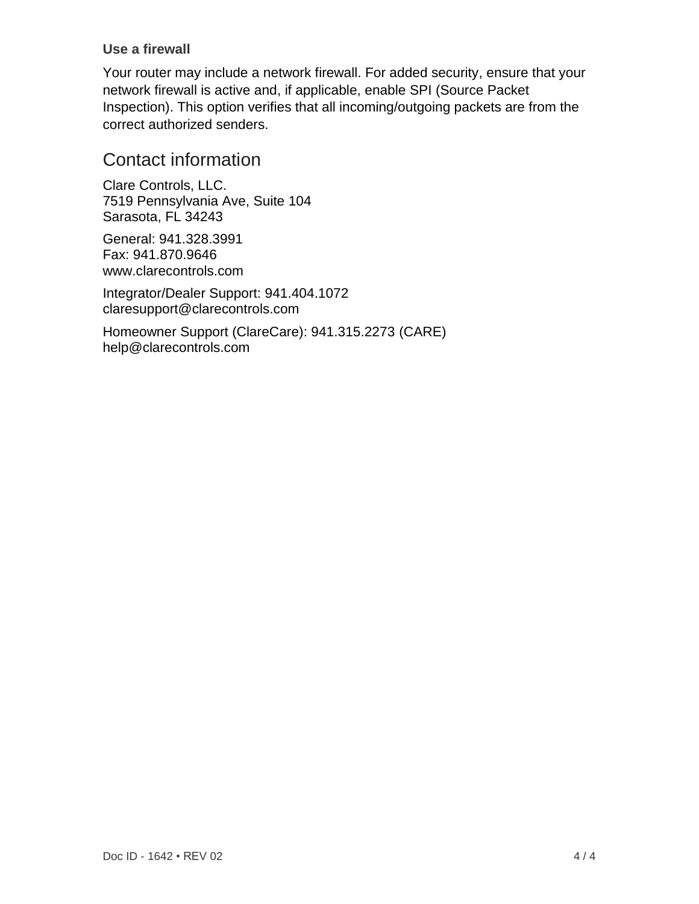### Use a firewall

Your router may include a network firewall. For added security, ensure that your network firewall is active and, if applicable, enable SPI (Source Packet Inspection). This option verifies that all incoming/outgoing packets are from the correct authorized senders.

## Contact information

Clare Controls, LLC.
7519 Pennsylvania Ave, Suite 104
Sarasota, FL 34243

General: 941.328.3991
Fax: 941.870.9646
www.clarecontrols.com

Integrator/Dealer Support: 941.404.1072
claresupport@clarecontrols.com

Homeowner Support (ClareCare): 941.315.2273 (CARE)
help@clarecontrols.com